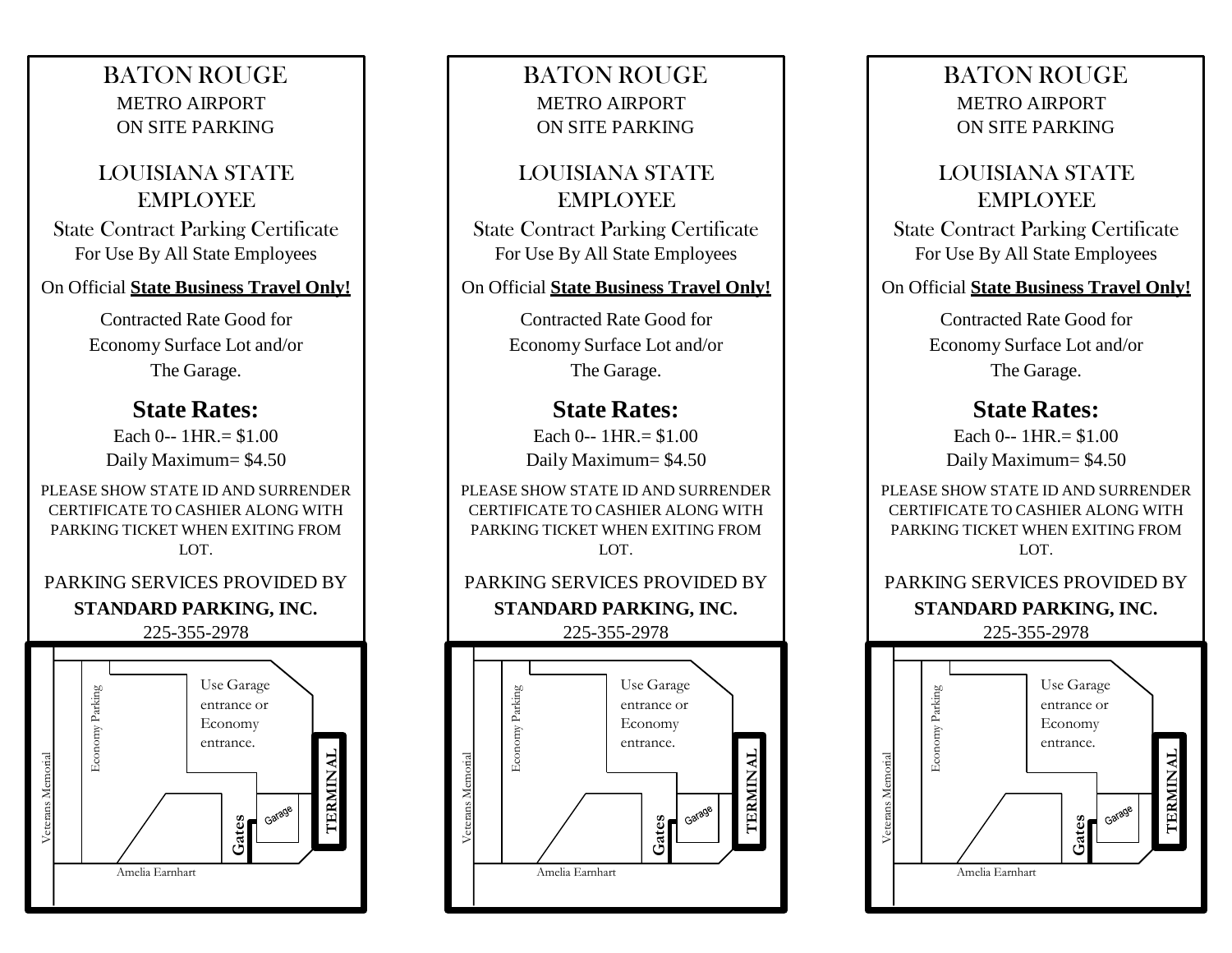BATON ROUGE

METRO AIRPORT
ON SITE PARKING

LOUISIANA STATE
EMPLOYEE

State Contract Parking Certificate
For Use By All State Employees

On Official **State Business Travel Only!**

Contracted Rate Good for
Economy Surface Lot and/or
The Garage.

**State Rates:**

Each 0-- 1HR.= $1.00
Daily Maximum= $4.50

PLEASE SHOW STATE ID AND SURRENDER CERTIFICATE TO CASHIER ALONG WITH PARKING TICKET WHEN EXITING FROM LOT.

PARKING SERVICES PROVIDED BY
**STANDARD PARKING, INC.**
225-355-2978

Use Garage entrance or Economy entrance.

Economy Parking

Veterans Memorial

Amelia Earnhart

Gates

Garage

**TERMINAL**

---

BATON ROUGE

METRO AIRPORT
ON SITE PARKING

LOUISIANA STATE
EMPLOYEE

State Contract Parking Certificate
For Use By All State Employees

On Official **State Business Travel Only!**

Contracted Rate Good for
Economy Surface Lot and/or
The Garage.

**State Rates:**

Each 0-- 1HR.= $1.00
Daily Maximum= $4.50

PLEASE SHOW STATE ID AND SURRENDER CERTIFICATE TO CASHIER ALONG WITH PARKING TICKET WHEN EXITING FROM LOT.

PARKING SERVICES PROVIDED BY
**STANDARD PARKING, INC.**
225-355-2978

Use Garage entrance or Economy entrance.

Economy Parking

Veterans Memorial

Amelia Earnhart

Gates

Garage

**TERMINAL**

---

BATON ROUGE

METRO AIRPORT
ON SITE PARKING

LOUISIANA STATE
EMPLOYEE

State Contract Parking Certificate
For Use By All State Employees

On Official **State Business Travel Only!**

Contracted Rate Good for
Economy Surface Lot and/or
The Garage.

**State Rates:**

Each 0-- 1HR.= $1.00
Daily Maximum= $4.50

PLEASE SHOW STATE ID AND SURRENDER CERTIFICATE TO CASHIER ALONG WITH PARKING TICKET WHEN EXITING FROM LOT.

PARKING SERVICES PROVIDED BY
**STANDARD PARKING, INC.**
225-355-2978

Use Garage entrance or Economy entrance.

Economy Parking

Veterans Memorial

Amelia Earnhart

Gates

Garage

**TERMINAL**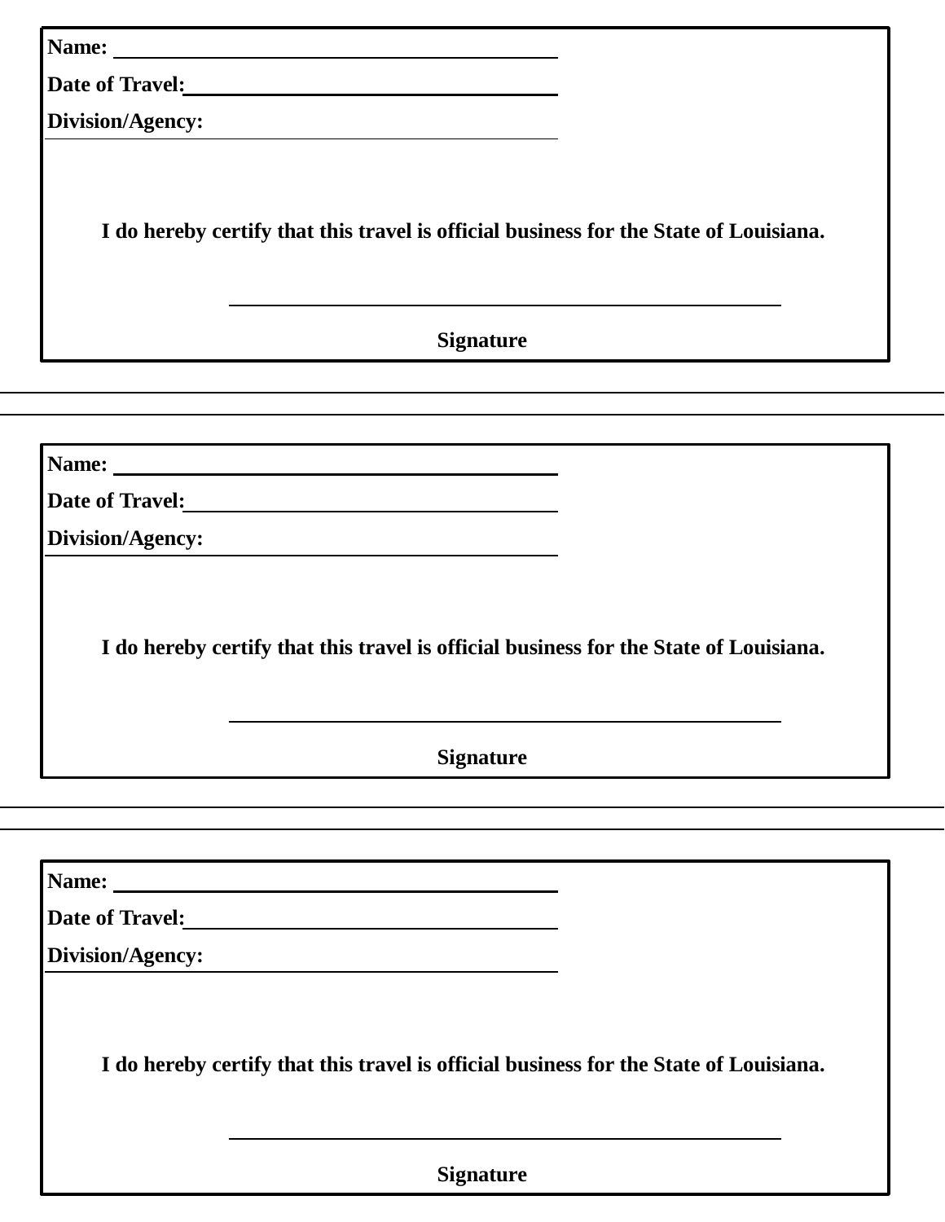**Name:** ______________________________________

**Date of Travel:** ______________________________________

**Division/Agency:** ______________________________________

**I do hereby certify that this travel is official business for the State of Louisiana.**

______________________________________

**Signature**

---

**Name:** ______________________________________

**Date of Travel:** ______________________________________

**Division/Agency:** ______________________________________

**I do hereby certify that this travel is official business for the State of Louisiana.**

______________________________________

**Signature**

---

**Name:** ______________________________________

**Date of Travel:** ______________________________________

**Division/Agency:** ______________________________________

**I do hereby certify that this travel is official business for the State of Louisiana.**

______________________________________

**Signature**